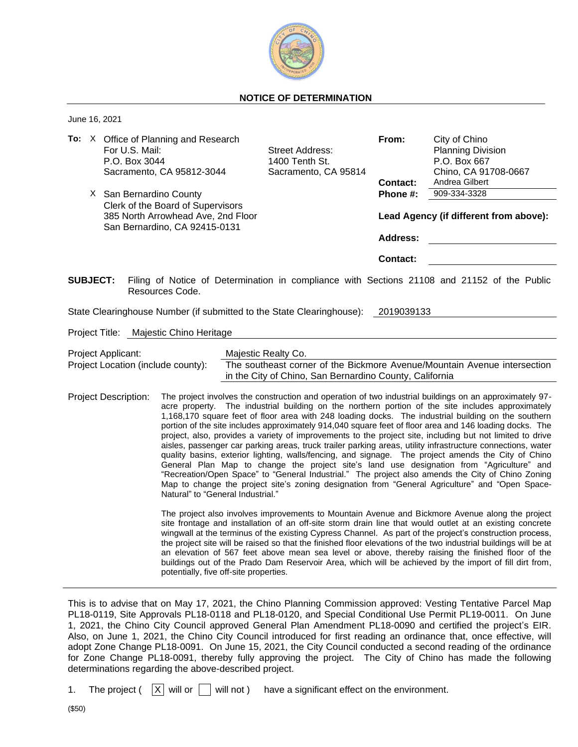# NOTICE OF DETERMINATION

June 16, 2021

**To:** X Office of Planning and Research
For U.S. Mail:
P.O. Box 3044
Sacramento, CA 95812-3044

Street Address:
1400 Tenth St.
Sacramento, CA 95814

X San Bernardino County
Clerk of the Board of Supervisors
385 North Arrowhead Ave, 2nd Floor
San Bernardino, CA 92415-0131

**From:** City of Chino
Planning Division
P.O. Box 667
Chino, CA 91708-0667

**Contact:** Andrea Gilbert

**Phone #:** 909-334-3328

**Lead Agency (if different from above):**

**Address:**

**Contact:**

**SUBJECT:** Filing of Notice of Determination in compliance with Sections 21108 and 21152 of the Public Resources Code.

State Clearinghouse Number (if submitted to the State Clearinghouse): 2019039133

Project Title: Majestic Chino Heritage

Project Applicant: Majestic Realty Co.

Project Location (include county): The southeast corner of the Bickmore Avenue/Mountain Avenue intersection in the City of Chino, San Bernardino County, California

Project Description: The project involves the construction and operation of two industrial buildings on an approximately 97-acre property. The industrial building on the northern portion of the site includes approximately 1,168,170 square feet of floor area with 248 loading docks. The industrial building on the southern portion of the site includes approximately 914,040 square feet of floor area and 146 loading docks. The project, also, provides a variety of improvements to the project site, including but not limited to drive aisles, passenger car parking areas, truck trailer parking areas, utility infrastructure connections, water quality basins, exterior lighting, walls/fencing, and signage. The project amends the City of Chino General Plan Map to change the project site's land use designation from "Agriculture" and "Recreation/Open Space" to "General Industrial." The project also amends the City of Chino Zoning Map to change the project site's zoning designation from "General Agriculture" and "Open Space-Natural" to "General Industrial."

The project also involves improvements to Mountain Avenue and Bickmore Avenue along the project site frontage and installation of an off-site storm drain line that would outlet at an existing concrete wingwall at the terminus of the existing Cypress Channel. As part of the project's construction process, the project site will be raised so that the finished floor elevations of the two industrial buildings will be at an elevation of 567 feet above mean sea level or above, thereby raising the finished floor of the buildings out of the Prado Dam Reservoir Area, which will be achieved by the import of fill dirt from, potentially, five off-site properties.

---

This is to advise that on May 17, 2021, the Chino Planning Commission approved: Vesting Tentative Parcel Map PL18-0119, Site Approvals PL18-0118 and PL18-0120, and Special Conditional Use Permit PL19-0011. On June 1, 2021, the Chino City Council approved General Plan Amendment PL18-0090 and certified the project's EIR. Also, on June 1, 2021, the Chino City Council introduced for first reading an ordinance that, once effective, will adopt Zone Change PL18-0091. On June 15, 2021, the City Council conducted a second reading of the ordinance for Zone Change PL18-0091, thereby fully approving the project. The City of Chino has made the following determinations regarding the above-described project.

1. The project ( [X] will or [ ] will not ) have a significant effect on the environment.

($50)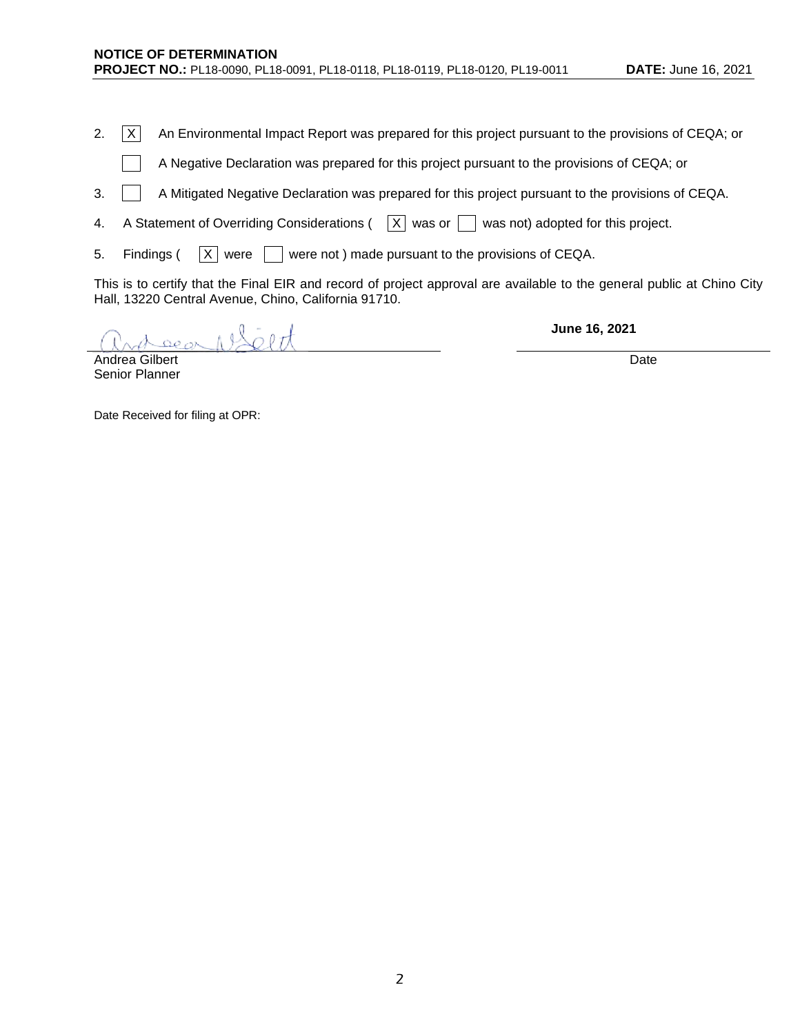2. [X] An Environmental Impact Report was prepared for this project pursuant to the provisions of CEQA; or

   [ ] A Negative Declaration was prepared for this project pursuant to the provisions of CEQA; or

3. [ ] A Mitigated Negative Declaration was prepared for this project pursuant to the provisions of CEQA.

4. A Statement of Overriding Considerations ( [X] was or [ ] was not) adopted for this project.

5. Findings ( [X] were [ ] were not ) made pursuant to the provisions of CEQA.

This is to certify that the Final EIR and record of project approval are available to the general public at Chino City Hall, 13220 Central Avenue, Chino, California 91710.

Andrea Gilbert
Senior Planner

**June 16, 2021**
Date

Date Received for filing at OPR: